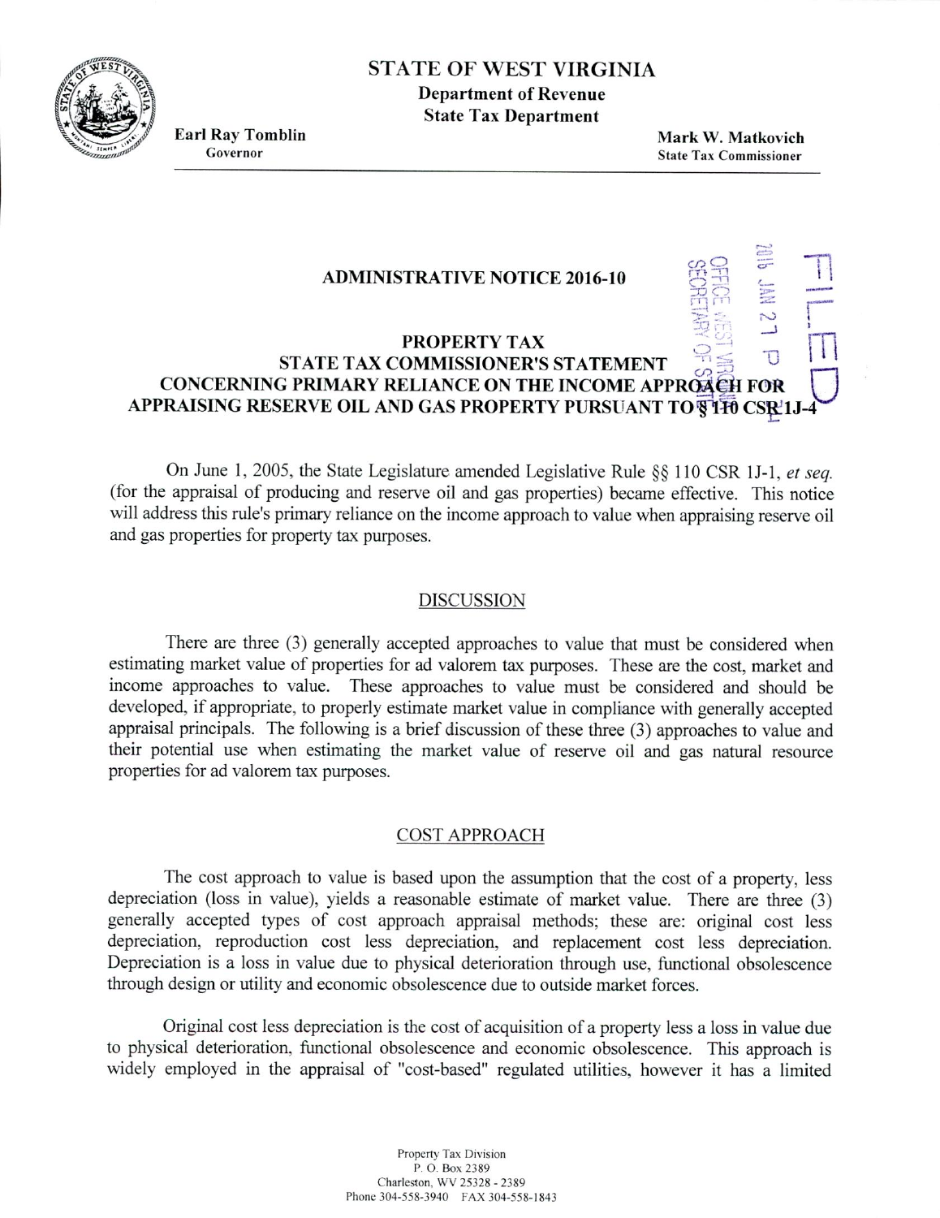# STATE OF WEST VIRGINIA

**Department of Revenue**
**State Tax Department**

**Earl Ray Tomblin**
Governor

**Mark W. Matkovich**
State Tax Commissioner

## ADMINISTRATIVE NOTICE 2016-10

## PROPERTY TAX
## STATE TAX COMMISSIONER'S STATEMENT CONCERNING PRIMARY RELIANCE ON THE INCOME APPROACH FOR APPRAISING RESERVE OIL AND GAS PROPERTY PURSUANT TO § 110 CSR 1J-4

On June 1, 2005, the State Legislature amended Legislative Rule §§ 110 CSR 1J-1, *et seq.* (for the appraisal of producing and reserve oil and gas properties) became effective. This notice will address this rule's primary reliance on the income approach to value when appraising reserve oil and gas properties for property tax purposes.

### DISCUSSION

There are three (3) generally accepted approaches to value that must be considered when estimating market value of properties for ad valorem tax purposes. These are the cost, market and income approaches to value. These approaches to value must be considered and should be developed, if appropriate, to properly estimate market value in compliance with generally accepted appraisal principals. The following is a brief discussion of these three (3) approaches to value and their potential use when estimating the market value of reserve oil and gas natural resource properties for ad valorem tax purposes.

### COST APPROACH

The cost approach to value is based upon the assumption that the cost of a property, less depreciation (loss in value), yields a reasonable estimate of market value. There are three (3) generally accepted types of cost approach appraisal methods; these are: original cost less depreciation, reproduction cost less depreciation, and replacement cost less depreciation. Depreciation is a loss in value due to physical deterioration through use, functional obsolescence through design or utility and economic obsolescence due to outside market forces.

Original cost less depreciation is the cost of acquisition of a property less a loss in value due to physical deterioration, functional obsolescence and economic obsolescence. This approach is widely employed in the appraisal of "cost-based" regulated utilities, however it has a limited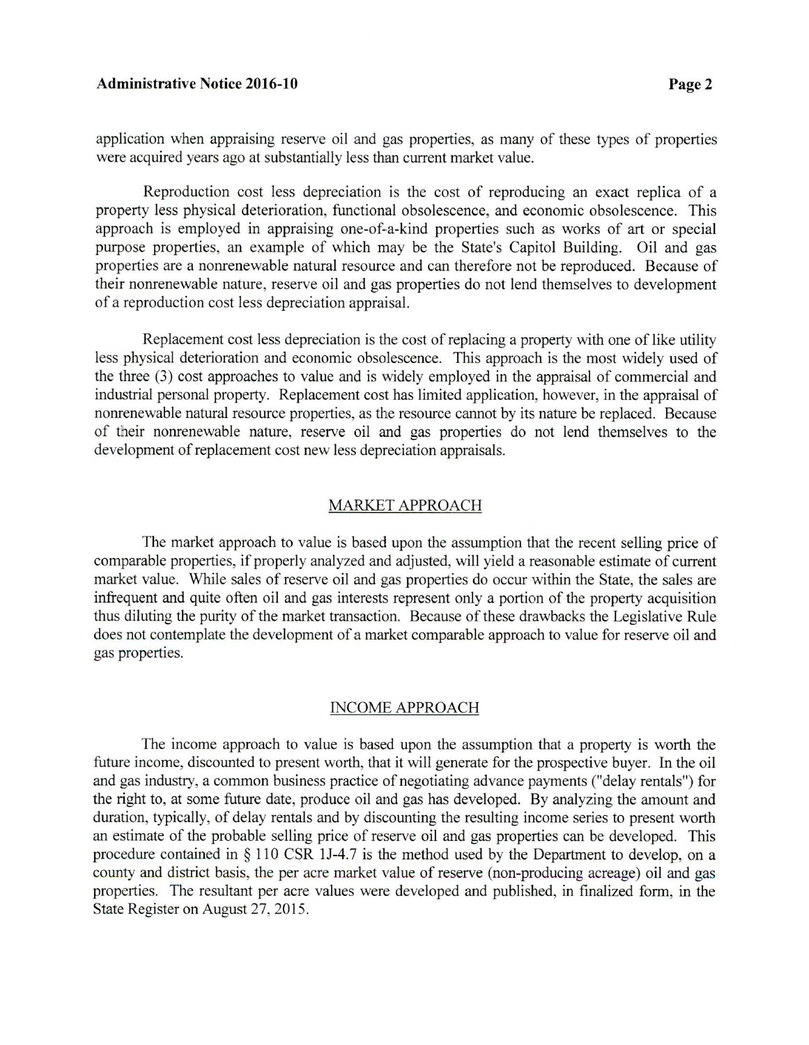application when appraising reserve oil and gas properties, as many of these types of properties were acquired years ago at substantially less than current market value.

Reproduction cost less depreciation is the cost of reproducing an exact replica of a property less physical deterioration, functional obsolescence, and economic obsolescence. This approach is employed in appraising one-of-a-kind properties such as works of art or special purpose properties, an example of which may be the State's Capitol Building. Oil and gas properties are a nonrenewable natural resource and can therefore not be reproduced. Because of their nonrenewable nature, reserve oil and gas properties do not lend themselves to development of a reproduction cost less depreciation appraisal.

Replacement cost less depreciation is the cost of replacing a property with one of like utility less physical deterioration and economic obsolescence. This approach is the most widely used of the three (3) cost approaches to value and is widely employed in the appraisal of commercial and industrial personal property. Replacement cost has limited application, however, in the appraisal of nonrenewable natural resource properties, as the resource cannot by its nature be replaced. Because of their nonrenewable nature, reserve oil and gas properties do not lend themselves to the development of replacement cost new less depreciation appraisals.

## MARKET APPROACH

The market approach to value is based upon the assumption that the recent selling price of comparable properties, if properly analyzed and adjusted, will yield a reasonable estimate of current market value. While sales of reserve oil and gas properties do occur within the State, the sales are infrequent and quite often oil and gas interests represent only a portion of the property acquisition thus diluting the purity of the market transaction. Because of these drawbacks the Legislative Rule does not contemplate the development of a market comparable approach to value for reserve oil and gas properties.

## INCOME APPROACH

The income approach to value is based upon the assumption that a property is worth the future income, discounted to present worth, that it will generate for the prospective buyer. In the oil and gas industry, a common business practice of negotiating advance payments ("delay rentals") for the right to, at some future date, produce oil and gas has developed. By analyzing the amount and duration, typically, of delay rentals and by discounting the resulting income series to present worth an estimate of the probable selling price of reserve oil and gas properties can be developed. This procedure contained in § 110 CSR 1J-4.7 is the method used by the Department to develop, on a county and district basis, the per acre market value of reserve (non-producing acreage) oil and gas properties. The resultant per acre values were developed and published, in finalized form, in the State Register on August 27, 2015.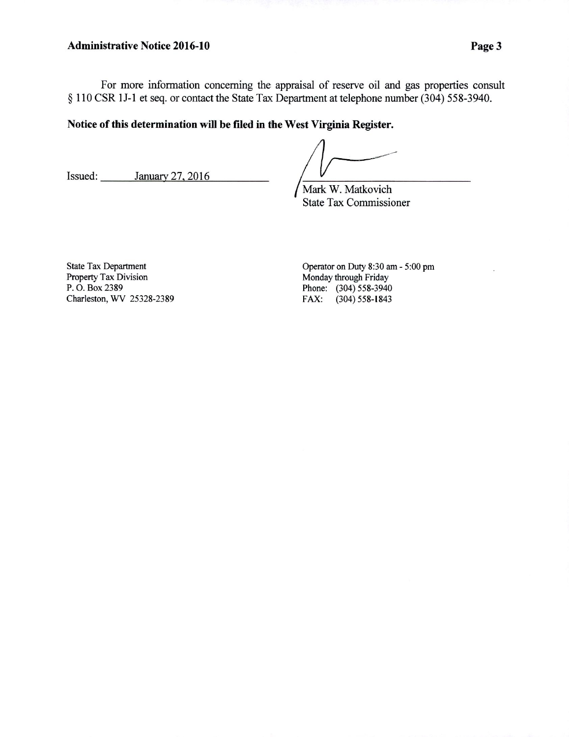For more information concerning the appraisal of reserve oil and gas properties consult § 110 CSR 1J-1 et seq. or contact the State Tax Department at telephone number (304) 558-3940.

**Notice of this determination will be filed in the West Virginia Register.**

Issued: January 27, 2016

Mark W. Matkovich
State Tax Commissioner

State Tax Department
Property Tax Division
P. O. Box 2389
Charleston, WV 25328-2389

Operator on Duty 8:30 am - 5:00 pm
Monday through Friday
Phone: (304) 558-3940
FAX: (304) 558-1843